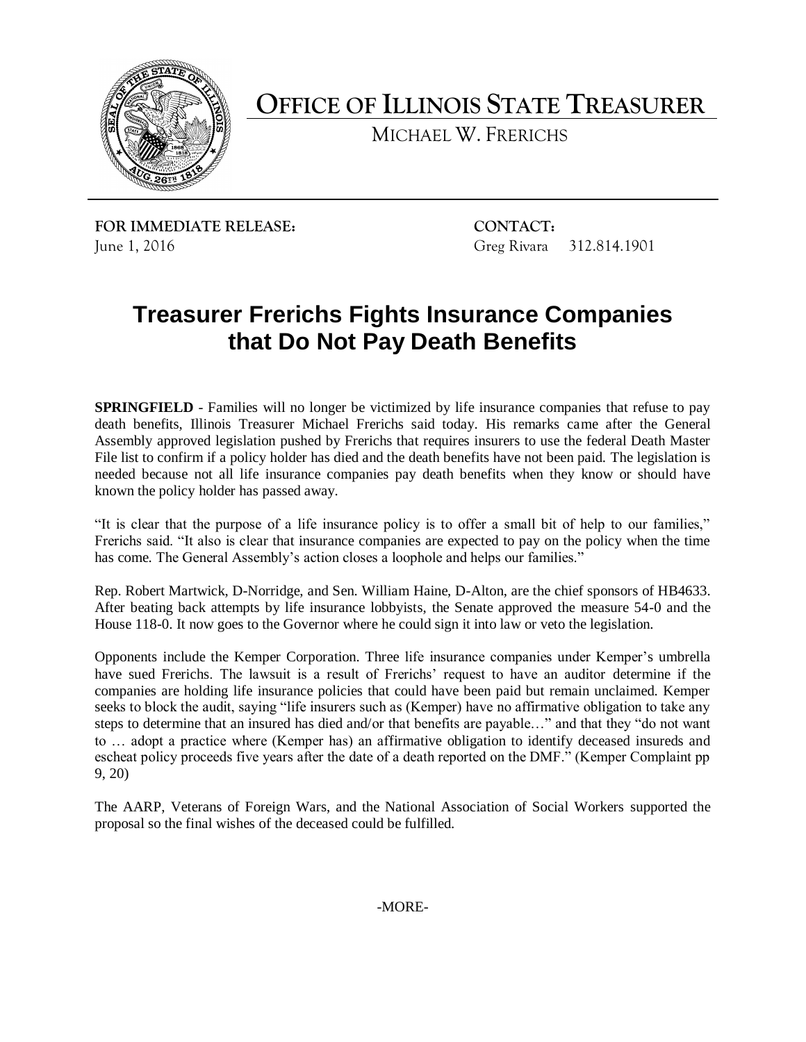# OFFICE OF ILLINOIS STATE TREASURER

MICHAEL W. FRERICHS

**FOR IMMEDIATE RELEASE:**
June 1, 2016

**CONTACT:**
Greg Rivara 312.814.1901

## Treasurer Frerichs Fights Insurance Companies that Do Not Pay Death Benefits

**SPRINGFIELD** - Families will no longer be victimized by life insurance companies that refuse to pay death benefits, Illinois Treasurer Michael Frerichs said today. His remarks came after the General Assembly approved legislation pushed by Frerichs that requires insurers to use the federal Death Master File list to confirm if a policy holder has died and the death benefits have not been paid. The legislation is needed because not all life insurance companies pay death benefits when they know or should have known the policy holder has passed away.

"It is clear that the purpose of a life insurance policy is to offer a small bit of help to our families," Frerichs said. "It also is clear that insurance companies are expected to pay on the policy when the time has come. The General Assembly's action closes a loophole and helps our families."

Rep. Robert Martwick, D-Norridge, and Sen. William Haine, D-Alton, are the chief sponsors of HB4633. After beating back attempts by life insurance lobbyists, the Senate approved the measure 54-0 and the House 118-0. It now goes to the Governor where he could sign it into law or veto the legislation.

Opponents include the Kemper Corporation. Three life insurance companies under Kemper's umbrella have sued Frerichs. The lawsuit is a result of Frerichs' request to have an auditor determine if the companies are holding life insurance policies that could have been paid but remain unclaimed. Kemper seeks to block the audit, saying "life insurers such as (Kemper) have no affirmative obligation to take any steps to determine that an insured has died and/or that benefits are payable…" and that they "do not want to … adopt a practice where (Kemper has) an affirmative obligation to identify deceased insureds and escheat policy proceeds five years after the date of a death reported on the DMF." (Kemper Complaint pp 9, 20)

The AARP, Veterans of Foreign Wars, and the National Association of Social Workers supported the proposal so the final wishes of the deceased could be fulfilled.

-MORE-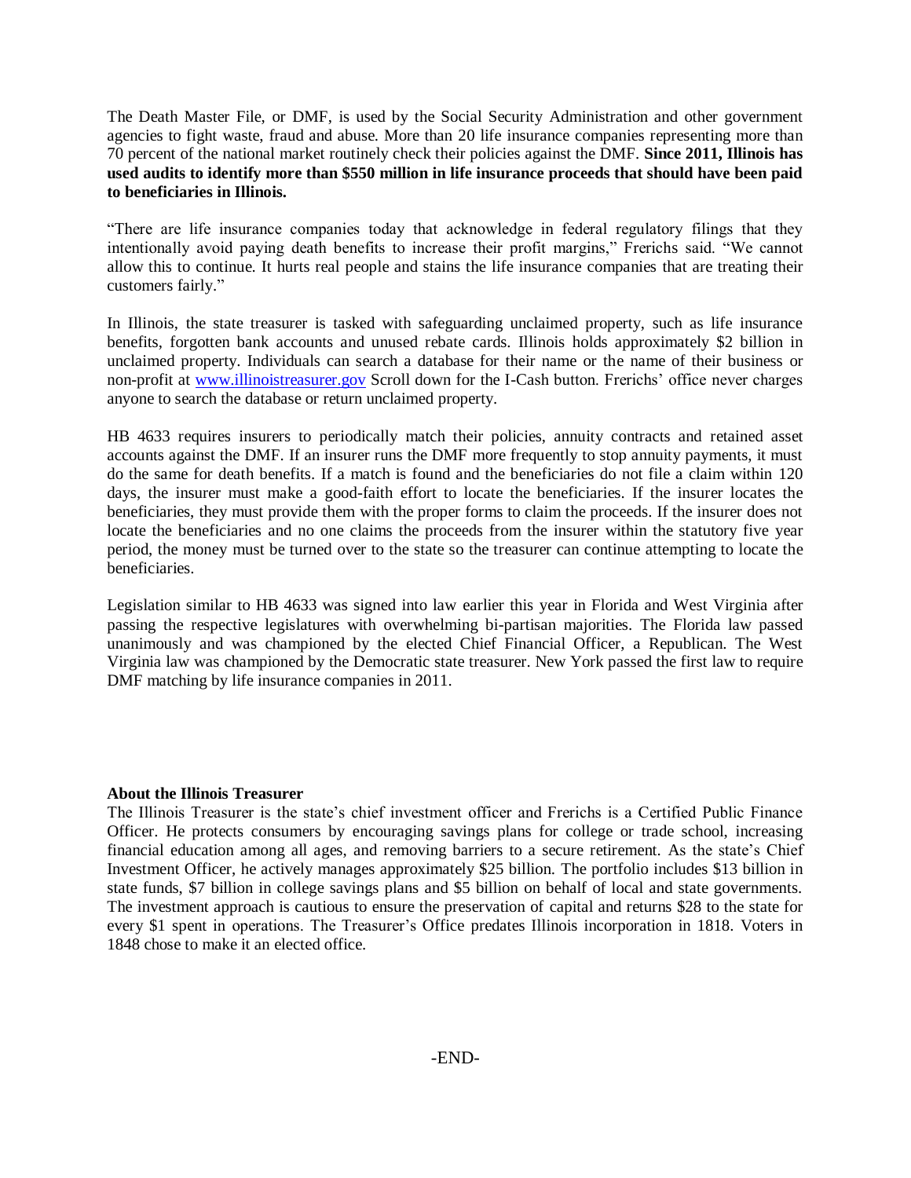The Death Master File, or DMF, is used by the Social Security Administration and other government agencies to fight waste, fraud and abuse. More than 20 life insurance companies representing more than 70 percent of the national market routinely check their policies against the DMF. **Since 2011, Illinois has used audits to identify more than $550 million in life insurance proceeds that should have been paid to beneficiaries in Illinois.**

"There are life insurance companies today that acknowledge in federal regulatory filings that they intentionally avoid paying death benefits to increase their profit margins," Frerichs said. "We cannot allow this to continue. It hurts real people and stains the life insurance companies that are treating their customers fairly."

In Illinois, the state treasurer is tasked with safeguarding unclaimed property, such as life insurance benefits, forgotten bank accounts and unused rebate cards. Illinois holds approximately $2 billion in unclaimed property. Individuals can search a database for their name or the name of their business or non-profit at [www.illinoistreasurer.gov](http://www.illinoistreasurer.gov) Scroll down for the I-Cash button. Frerichs' office never charges anyone to search the database or return unclaimed property.

HB 4633 requires insurers to periodically match their policies, annuity contracts and retained asset accounts against the DMF. If an insurer runs the DMF more frequently to stop annuity payments, it must do the same for death benefits. If a match is found and the beneficiaries do not file a claim within 120 days, the insurer must make a good-faith effort to locate the beneficiaries. If the insurer locates the beneficiaries, they must provide them with the proper forms to claim the proceeds. If the insurer does not locate the beneficiaries and no one claims the proceeds from the insurer within the statutory five year period, the money must be turned over to the state so the treasurer can continue attempting to locate the beneficiaries.

Legislation similar to HB 4633 was signed into law earlier this year in Florida and West Virginia after passing the respective legislatures with overwhelming bi-partisan majorities. The Florida law passed unanimously and was championed by the elected Chief Financial Officer, a Republican. The West Virginia law was championed by the Democratic state treasurer. New York passed the first law to require DMF matching by life insurance companies in 2011.

**About the Illinois Treasurer**

The Illinois Treasurer is the state's chief investment officer and Frerichs is a Certified Public Finance Officer. He protects consumers by encouraging savings plans for college or trade school, increasing financial education among all ages, and removing barriers to a secure retirement. As the state's Chief Investment Officer, he actively manages approximately $25 billion. The portfolio includes $13 billion in state funds, $7 billion in college savings plans and $5 billion on behalf of local and state governments. The investment approach is cautious to ensure the preservation of capital and returns $28 to the state for every $1 spent in operations. The Treasurer's Office predates Illinois incorporation in 1818. Voters in 1848 chose to make it an elected office.

-END-